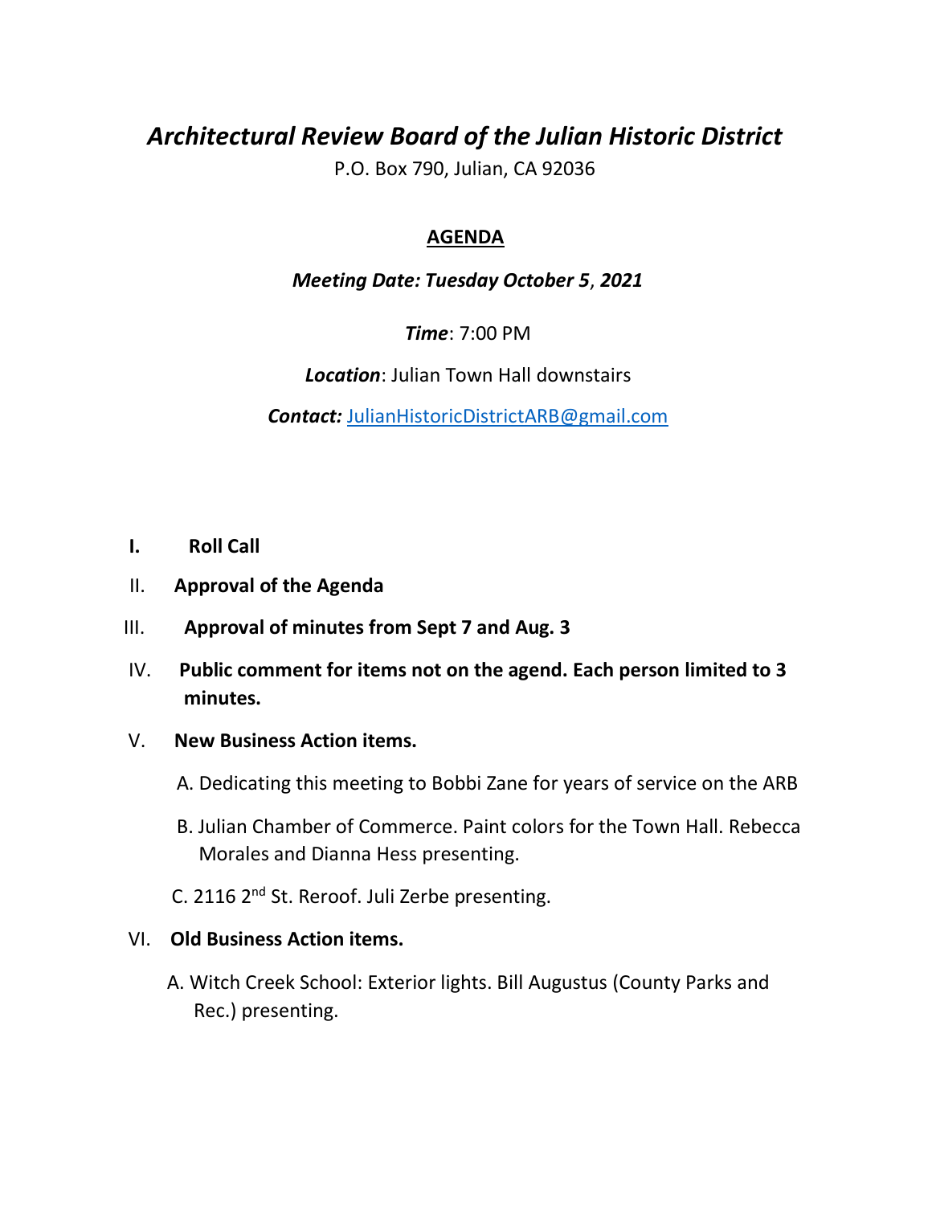# *Architectural Review Board of the Julian Historic District*

P.O. Box 790, Julian, CA 92036

## AGENDA

***Meeting Date: Tuesday October 5, 2021***

***Time***: 7:00 PM

***Location***: Julian Town Hall downstairs

***Contact:*** JulianHistoricDistrictARB@gmail.com

I. **Roll Call**

II. **Approval of the Agenda**

III. **Approval of minutes from Sept 7 and Aug. 3**

IV. **Public comment for items not on the agend. Each person limited to 3 minutes.**

V. **New Business Action items.**

A. Dedicating this meeting to Bobbi Zane for years of service on the ARB

B. Julian Chamber of Commerce. Paint colors for the Town Hall. Rebecca Morales and Dianna Hess presenting.

C. 2116 2nd St. Reroof. Juli Zerbe presenting.

VI. **Old Business Action items.**

A. Witch Creek School: Exterior lights. Bill Augustus (County Parks and Rec.) presenting.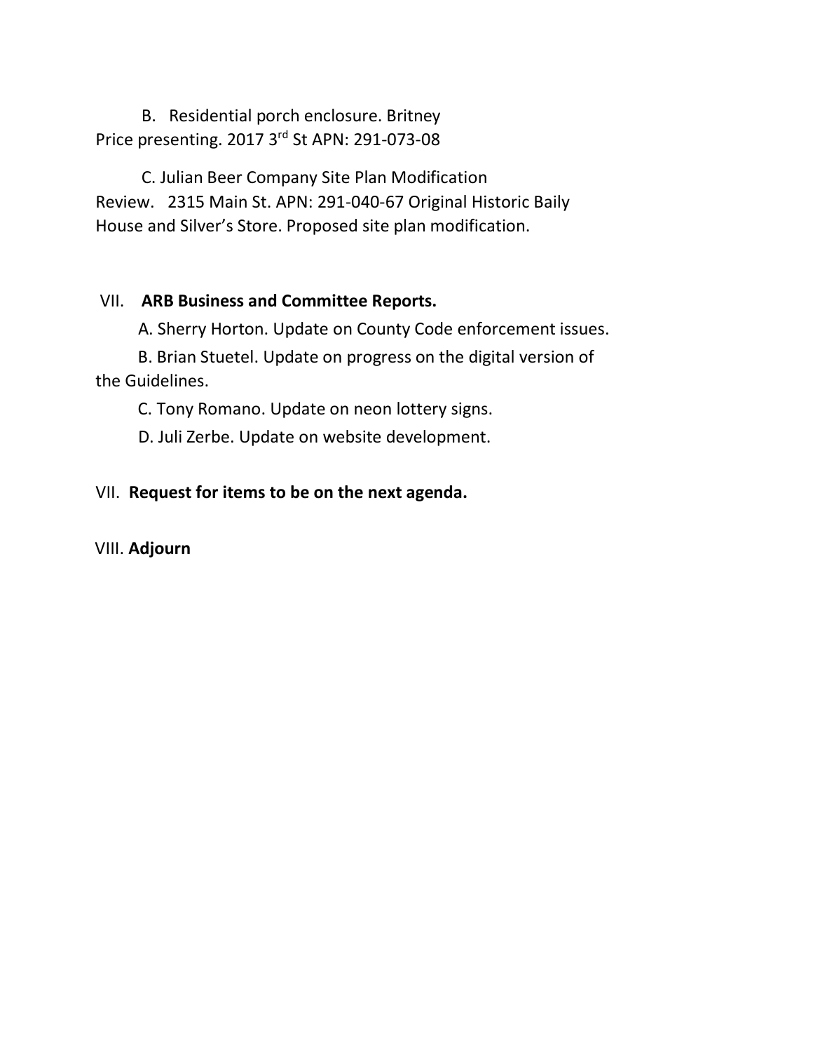B. Residential porch enclosure. Britney Price presenting. 2017 3rd St APN: 291-073-08

C. Julian Beer Company Site Plan Modification Review. 2315 Main St. APN: 291-040-67 Original Historic Baily House and Silver's Store. Proposed site plan modification.

VII. **ARB Business and Committee Reports.**

A. Sherry Horton. Update on County Code enforcement issues.

B. Brian Stuetel. Update on progress on the digital version of the Guidelines.

C. Tony Romano. Update on neon lottery signs.

D. Juli Zerbe. Update on website development.

VII. **Request for items to be on the next agenda.**

VIII. **Adjourn**